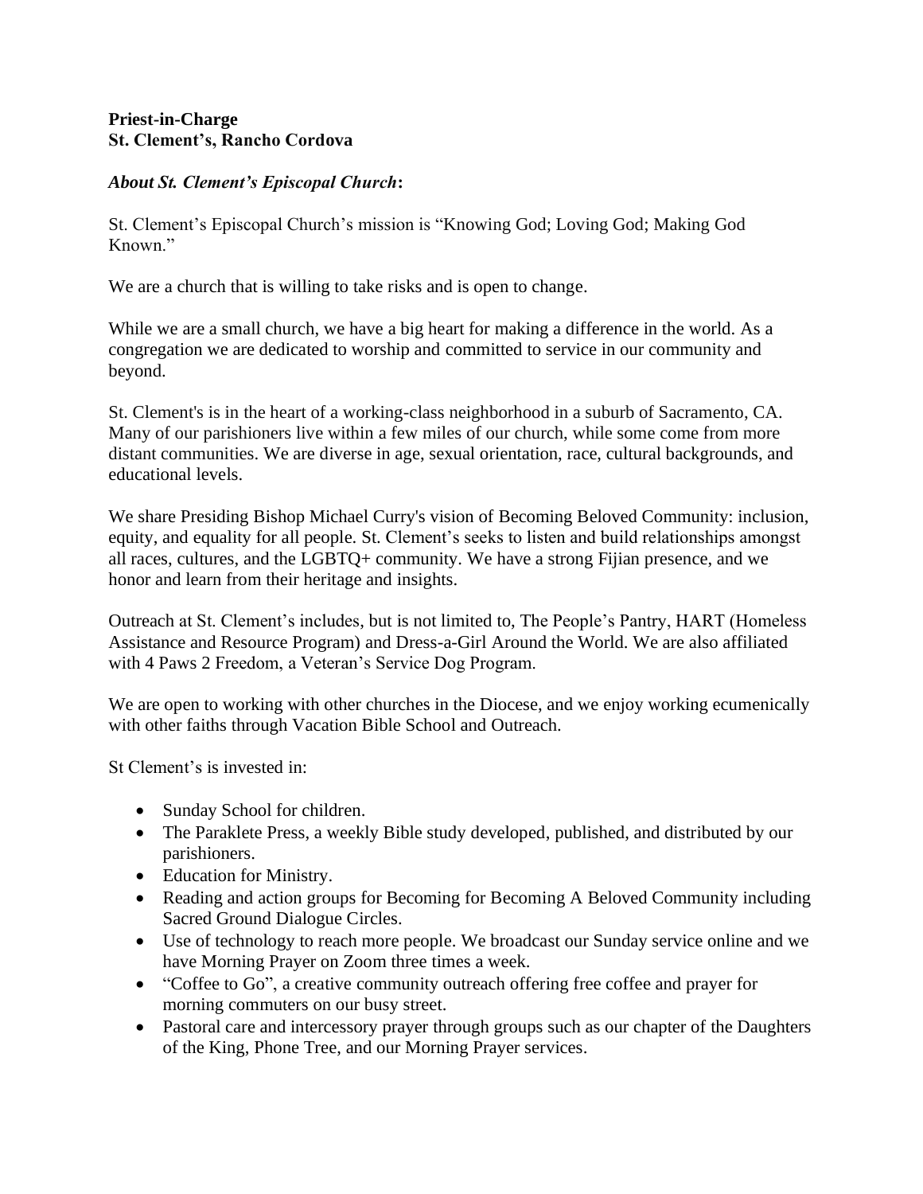**Priest-in-Charge**
**St. Clement's, Rancho Cordova**

***About St. Clement's Episcopal Church*:**

St. Clement's Episcopal Church's mission is "Knowing God; Loving God; Making God Known."

We are a church that is willing to take risks and is open to change.

While we are a small church, we have a big heart for making a difference in the world. As a congregation we are dedicated to worship and committed to service in our community and beyond.

St. Clement's is in the heart of a working-class neighborhood in a suburb of Sacramento, CA. Many of our parishioners live within a few miles of our church, while some come from more distant communities. We are diverse in age, sexual orientation, race, cultural backgrounds, and educational levels.

We share Presiding Bishop Michael Curry's vision of Becoming Beloved Community: inclusion, equity, and equality for all people. St. Clement's seeks to listen and build relationships amongst all races, cultures, and the LGBTQ+ community. We have a strong Fijian presence, and we honor and learn from their heritage and insights.

Outreach at St. Clement's includes, but is not limited to, The People's Pantry, HART (Homeless Assistance and Resource Program) and Dress-a-Girl Around the World. We are also affiliated with 4 Paws 2 Freedom, a Veteran's Service Dog Program.

We are open to working with other churches in the Diocese, and we enjoy working ecumenically with other faiths through Vacation Bible School and Outreach.

St Clement's is invested in:

- Sunday School for children.
- The Paraklete Press, a weekly Bible study developed, published, and distributed by our parishioners.
- Education for Ministry.
- Reading and action groups for Becoming for Becoming A Beloved Community including Sacred Ground Dialogue Circles.
- Use of technology to reach more people. We broadcast our Sunday service online and we have Morning Prayer on Zoom three times a week.
- "Coffee to Go", a creative community outreach offering free coffee and prayer for morning commuters on our busy street.
- Pastoral care and intercessory prayer through groups such as our chapter of the Daughters of the King, Phone Tree, and our Morning Prayer services.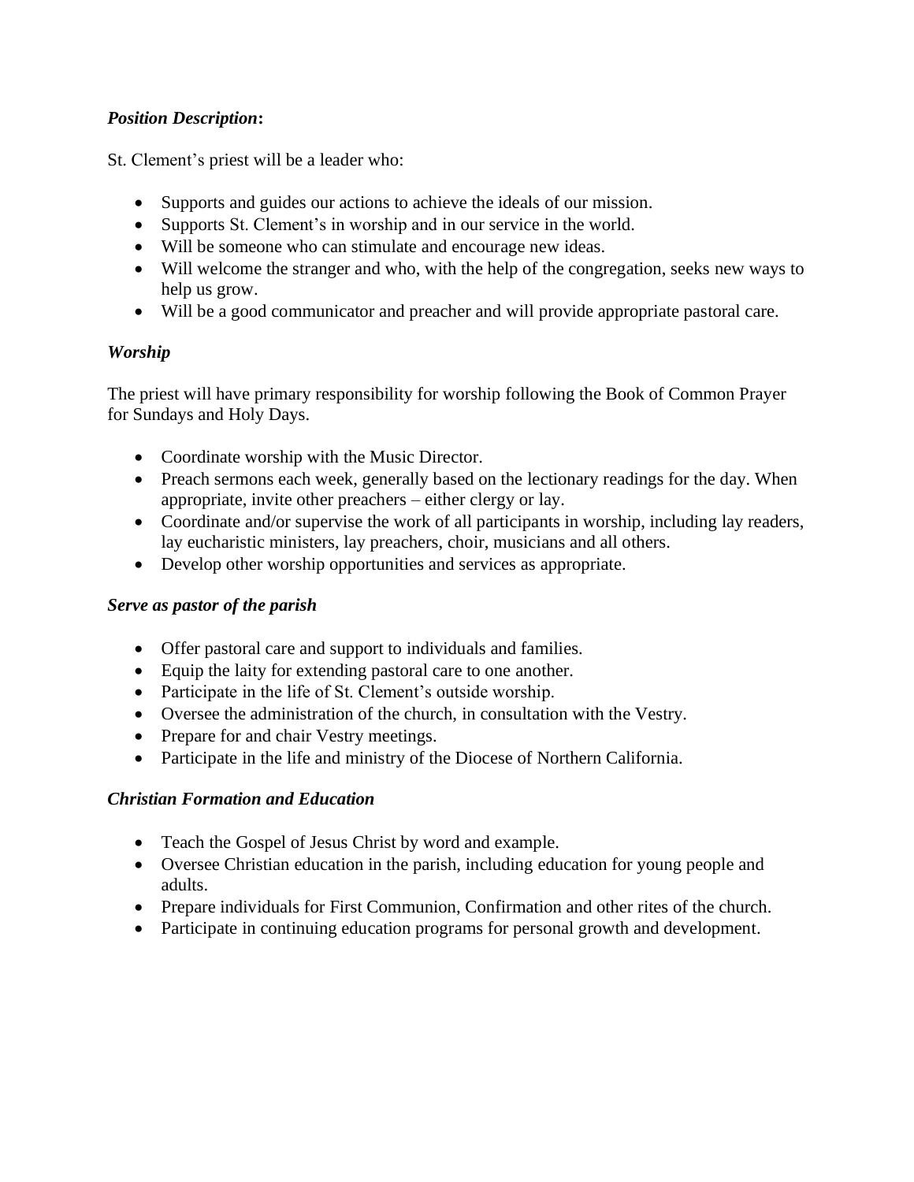***Position Description*:**

St. Clement's priest will be a leader who:

- Supports and guides our actions to achieve the ideals of our mission.
- Supports St. Clement's in worship and in our service in the world.
- Will be someone who can stimulate and encourage new ideas.
- Will welcome the stranger and who, with the help of the congregation, seeks new ways to help us grow.
- Will be a good communicator and preacher and will provide appropriate pastoral care.

***Worship***

The priest will have primary responsibility for worship following the Book of Common Prayer for Sundays and Holy Days.

- Coordinate worship with the Music Director.
- Preach sermons each week, generally based on the lectionary readings for the day. When appropriate, invite other preachers – either clergy or lay.
- Coordinate and/or supervise the work of all participants in worship, including lay readers, lay eucharistic ministers, lay preachers, choir, musicians and all others.
- Develop other worship opportunities and services as appropriate.

***Serve as pastor of the parish***

- Offer pastoral care and support to individuals and families.
- Equip the laity for extending pastoral care to one another.
- Participate in the life of St. Clement's outside worship.
- Oversee the administration of the church, in consultation with the Vestry.
- Prepare for and chair Vestry meetings.
- Participate in the life and ministry of the Diocese of Northern California.

***Christian Formation and Education***

- Teach the Gospel of Jesus Christ by word and example.
- Oversee Christian education in the parish, including education for young people and adults.
- Prepare individuals for First Communion, Confirmation and other rites of the church.
- Participate in continuing education programs for personal growth and development.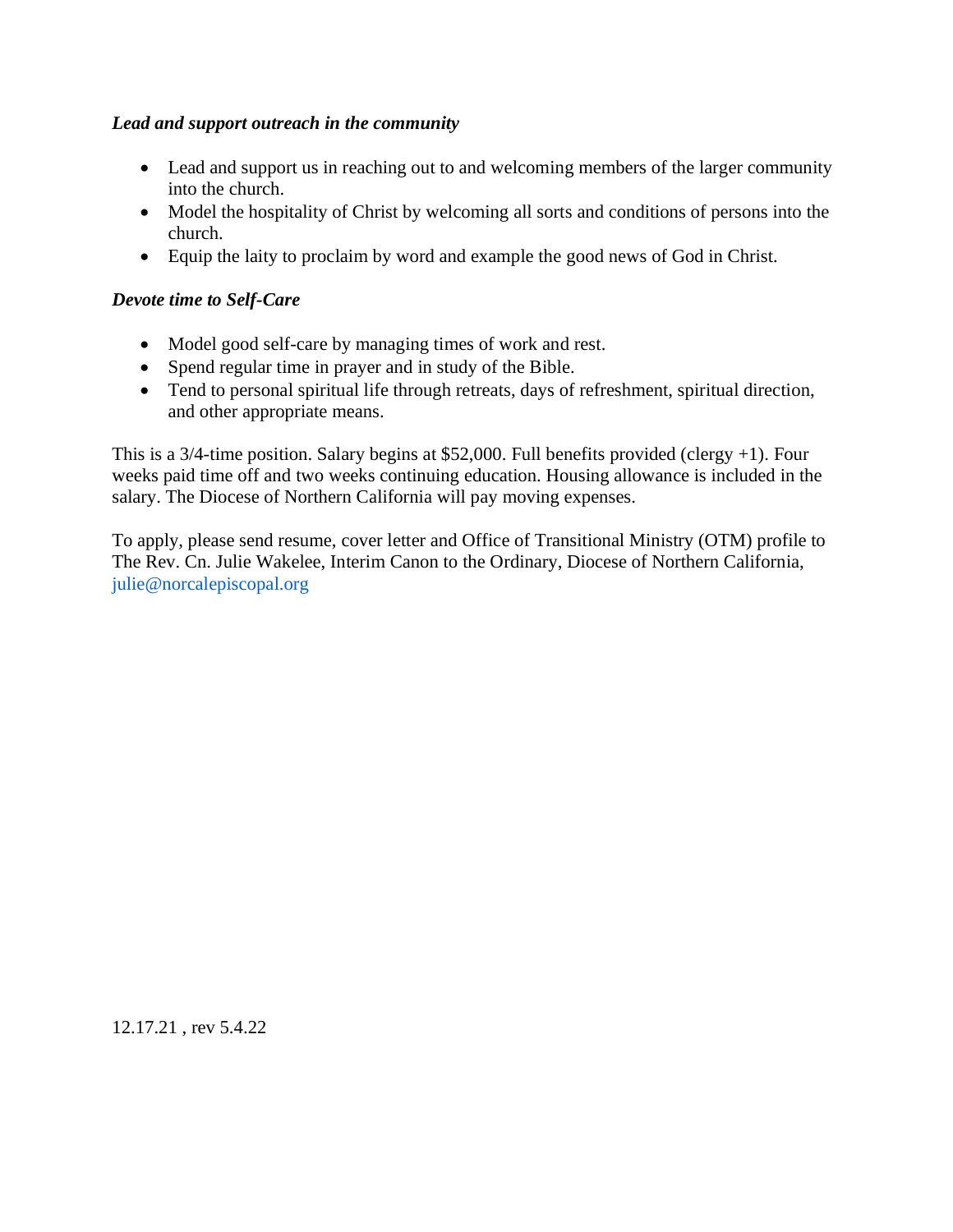***Lead and support outreach in the community***

- Lead and support us in reaching out to and welcoming members of the larger community into the church.
- Model the hospitality of Christ by welcoming all sorts and conditions of persons into the church.
- Equip the laity to proclaim by word and example the good news of God in Christ.

***Devote time to Self-Care***

- Model good self-care by managing times of work and rest.
- Spend regular time in prayer and in study of the Bible.
- Tend to personal spiritual life through retreats, days of refreshment, spiritual direction, and other appropriate means.

This is a 3/4-time position. Salary begins at $52,000. Full benefits provided (clergy +1). Four weeks paid time off and two weeks continuing education. Housing allowance is included in the salary. The Diocese of Northern California will pay moving expenses.

To apply, please send resume, cover letter and Office of Transitional Ministry (OTM) profile to The Rev. Cn. Julie Wakelee, Interim Canon to the Ordinary, Diocese of Northern California, julie@norcalepiscopal.org

12.17.21 , rev 5.4.22